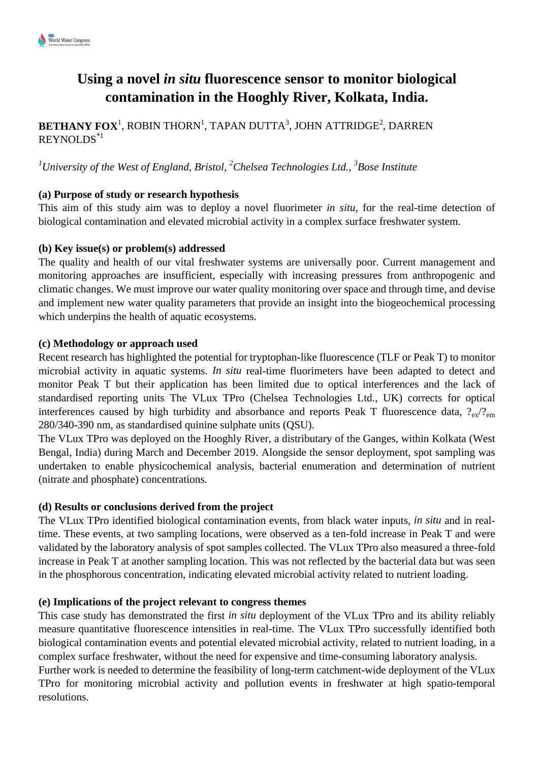# Using a novel *in situ* fluorescence sensor to monitor biological contamination in the Hooghly River, Kolkata, India.

**BETHANY FOX**[1], ROBIN THORN[1], TAPAN DUTTA[3], JOHN ATTRIDGE[2], DARREN REYNOLDS[*1]

[1]*University of the West of England, Bristol,* [2]*Chelsea Technologies Ltd.,* [3]*Bose Institute*

**(a) Purpose of study or research hypothesis**

This aim of this study aim was to deploy a novel fluorimeter *in situ*, for the real-time detection of biological contamination and elevated microbial activity in a complex surface freshwater system.

**(b) Key issue(s) or problem(s) addressed**

The quality and health of our vital freshwater systems are universally poor. Current management and monitoring approaches are insufficient, especially with increasing pressures from anthropogenic and climatic changes. We must improve our water quality monitoring over space and through time, and devise and implement new water quality parameters that provide an insight into the biogeochemical processing which underpins the health of aquatic ecosystems.

**(c) Methodology or approach used**

Recent research has highlighted the potential for tryptophan-like fluorescence (TLF or Peak T) to monitor microbial activity in aquatic systems. *In situ* real-time fluorimeters have been adapted to detect and monitor Peak T but their application has been limited due to optical interferences and the lack of standardised reporting units The VLux TPro (Chelsea Technologies Ltd., UK) corrects for optical interferences caused by high turbidity and absorbance and reports Peak T fluorescence data, $?_{ex}/?_{em}$ 280/340-390 nm, as standardised quinine sulphate units (QSU).

The VLux TPro was deployed on the Hooghly River, a distributary of the Ganges, within Kolkata (West Bengal, India) during March and December 2019. Alongside the sensor deployment, spot sampling was undertaken to enable physicochemical analysis, bacterial enumeration and determination of nutrient (nitrate and phosphate) concentrations.

**(d) Results or conclusions derived from the project**

The VLux TPro identified biological contamination events, from black water inputs, *in situ* and in real-time. These events, at two sampling locations, were observed as a ten-fold increase in Peak T and were validated by the laboratory analysis of spot samples collected. The VLux TPro also measured a three-fold increase in Peak T at another sampling location. This was not reflected by the bacterial data but was seen in the phosphorous concentration, indicating elevated microbial activity related to nutrient loading.

**(e) Implications of the project relevant to congress themes**

This case study has demonstrated the first *in situ* deployment of the VLux TPro and its ability reliably measure quantitative fluorescence intensities in real-time. The VLux TPro successfully identified both biological contamination events and potential elevated microbial activity, related to nutrient loading, in a complex surface freshwater, without the need for expensive and time-consuming laboratory analysis.

Further work is needed to determine the feasibility of long-term catchment-wide deployment of the VLux TPro for monitoring microbial activity and pollution events in freshwater at high spatio-temporal resolutions.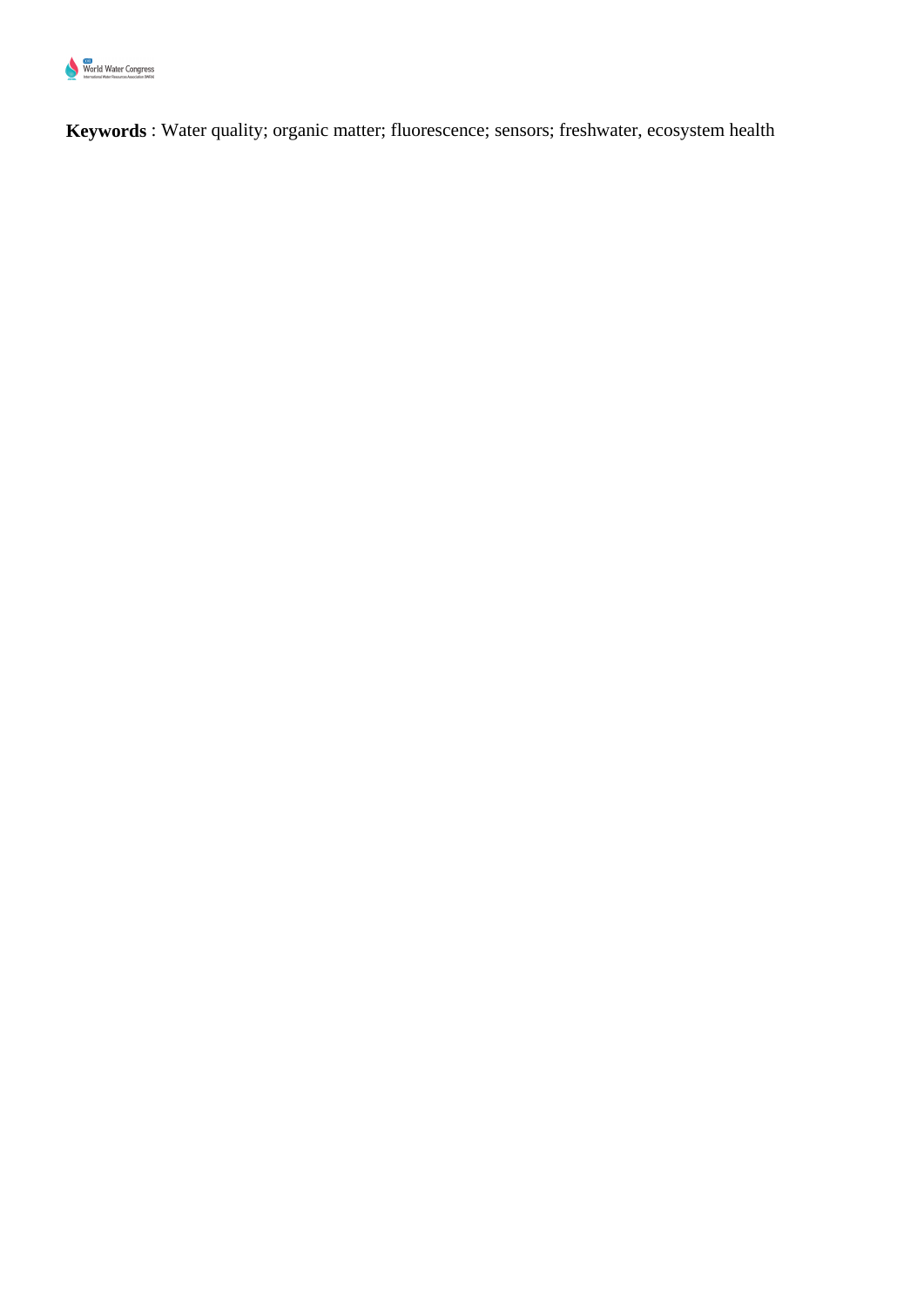**Keywords** : Water quality; organic matter; fluorescence; sensors; freshwater, ecosystem health